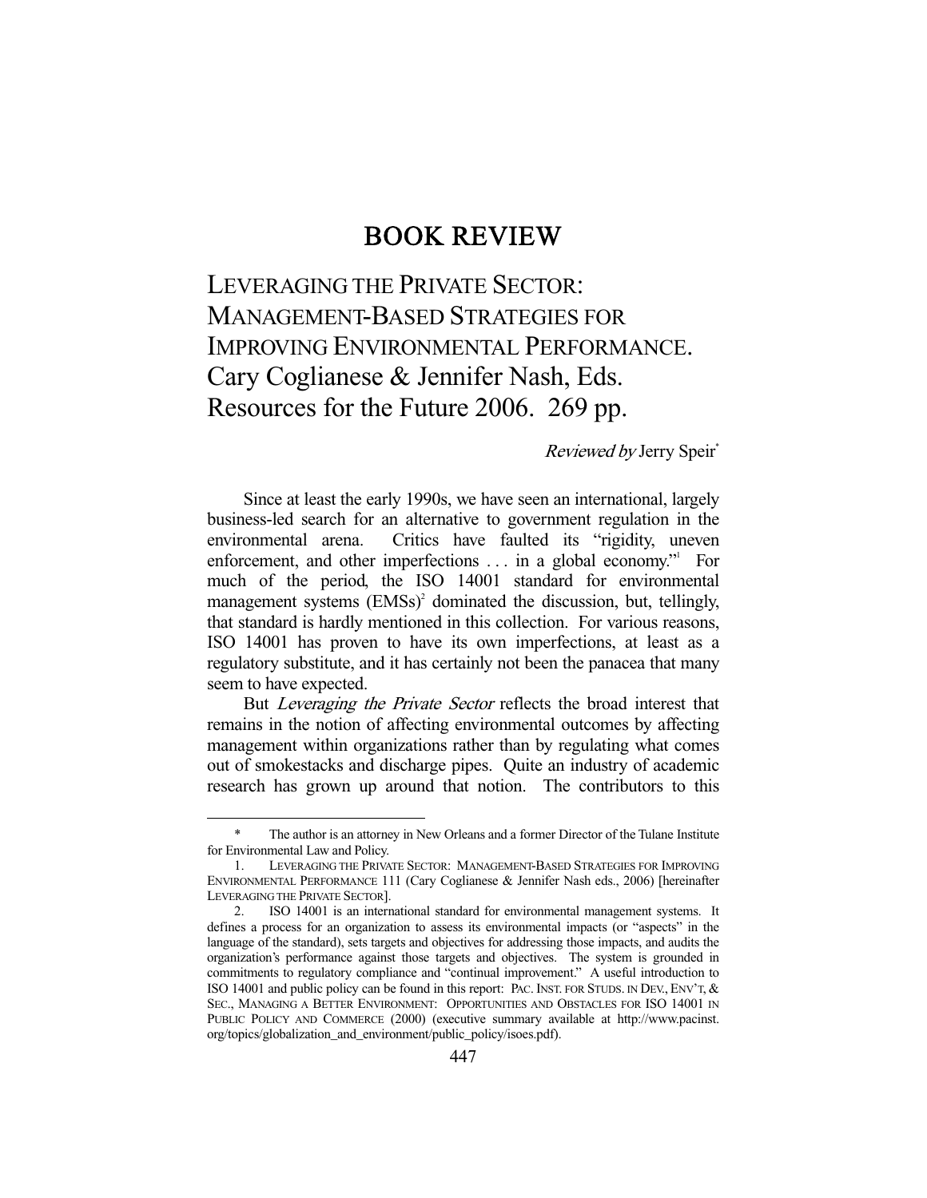# BOOK REVIEW

## LEVERAGING THE PRIVATE SECTOR: MANAGEMENT-BASED STRATEGIES FOR IMPROVING ENVIRONMENTAL PERFORMANCE. Cary Coglianese & Jennifer Nash, Eds. Resources for the Future 2006. 269 pp.

*Reviewed by* Jerry Speir[*]

Since at least the early 1990s, we have seen an international, largely business-led search for an alternative to government regulation in the environmental arena. Critics have faulted its "rigidity, uneven enforcement, and other imperfections . . . in a global economy."[1] For much of the period, the ISO 14001 standard for environmental management systems (EMSs)[2] dominated the discussion, but, tellingly, that standard is hardly mentioned in this collection. For various reasons, ISO 14001 has proven to have its own imperfections, at least as a regulatory substitute, and it has certainly not been the panacea that many seem to have expected.

But *Leveraging the Private Sector* reflects the broad interest that remains in the notion of affecting environmental outcomes by affecting management within organizations rather than by regulating what comes out of smokestacks and discharge pipes. Quite an industry of academic research has grown up around that notion. The contributors to this

---

\* The author is an attorney in New Orleans and a former Director of the Tulane Institute for Environmental Law and Policy.

1. LEVERAGING THE PRIVATE SECTOR: MANAGEMENT-BASED STRATEGIES FOR IMPROVING ENVIRONMENTAL PERFORMANCE 111 (Cary Coglianese & Jennifer Nash eds., 2006) [hereinafter LEVERAGING THE PRIVATE SECTOR].

2. ISO 14001 is an international standard for environmental management systems. It defines a process for an organization to assess its environmental impacts (or "aspects" in the language of the standard), sets targets and objectives for addressing those impacts, and audits the organization's performance against those targets and objectives. The system is grounded in commitments to regulatory compliance and "continual improvement." A useful introduction to ISO 14001 and public policy can be found in this report: PAC. INST. FOR STUDS. IN DEV., ENV'T, & SEC., MANAGING A BETTER ENVIRONMENT: OPPORTUNITIES AND OBSTACLES FOR ISO 14001 IN PUBLIC POLICY AND COMMERCE (2000) (executive summary available at http://www.pacinst.org/topics/globalization_and_environment/public_policy/isoes.pdf).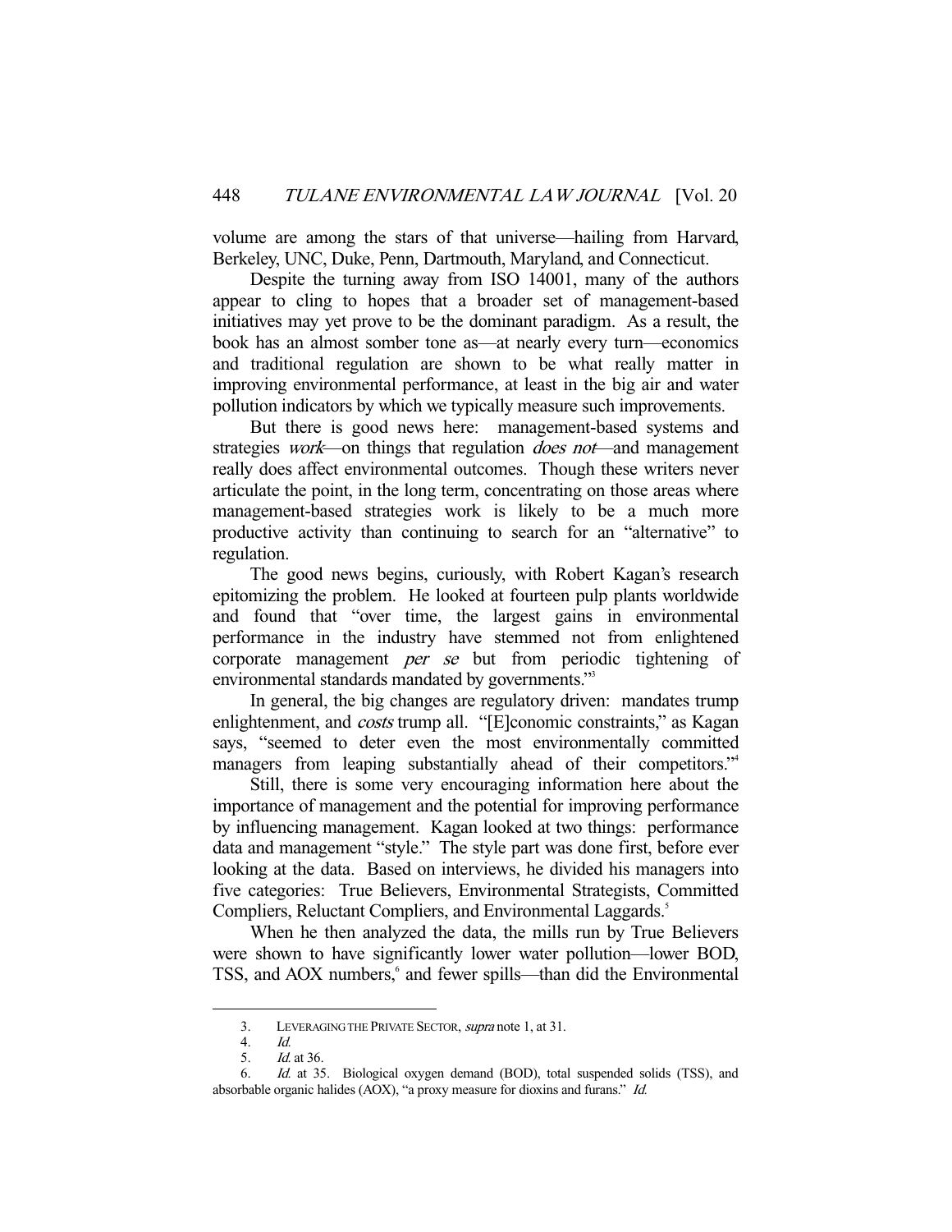volume are among the stars of that universe—hailing from Harvard, Berkeley, UNC, Duke, Penn, Dartmouth, Maryland, and Connecticut.

Despite the turning away from ISO 14001, many of the authors appear to cling to hopes that a broader set of management-based initiatives may yet prove to be the dominant paradigm. As a result, the book has an almost somber tone as—at nearly every turn—economics and traditional regulation are shown to be what really matter in improving environmental performance, at least in the big air and water pollution indicators by which we typically measure such improvements.

But there is good news here: management-based systems and strategies *work*—on things that regulation *does not*—and management really does affect environmental outcomes. Though these writers never articulate the point, in the long term, concentrating on those areas where management-based strategies work is likely to be a much more productive activity than continuing to search for an "alternative" to regulation.

The good news begins, curiously, with Robert Kagan's research epitomizing the problem. He looked at fourteen pulp plants worldwide and found that "over time, the largest gains in environmental performance in the industry have stemmed not from enlightened corporate management *per se* but from periodic tightening of environmental standards mandated by governments."[3]

In general, the big changes are regulatory driven: mandates trump enlightenment, and *costs* trump all. "[E]conomic constraints," as Kagan says, "seemed to deter even the most environmentally committed managers from leaping substantially ahead of their competitors."[4]

Still, there is some very encouraging information here about the importance of management and the potential for improving performance by influencing management. Kagan looked at two things: performance data and management "style." The style part was done first, before ever looking at the data. Based on interviews, he divided his managers into five categories: True Believers, Environmental Strategists, Committed Compliers, Reluctant Compliers, and Environmental Laggards.[5]

When he then analyzed the data, the mills run by True Believers were shown to have significantly lower water pollution—lower BOD, TSS, and AOX numbers,[6] and fewer spills—than did the Environmental

---

3. LEVERAGING THE PRIVATE SECTOR, *supra* note 1, at 31.

4. *Id.*

5. *Id.* at 36.

6. *Id.* at 35. Biological oxygen demand (BOD), total suspended solids (TSS), and absorbable organic halides (AOX), "a proxy measure for dioxins and furans." *Id.*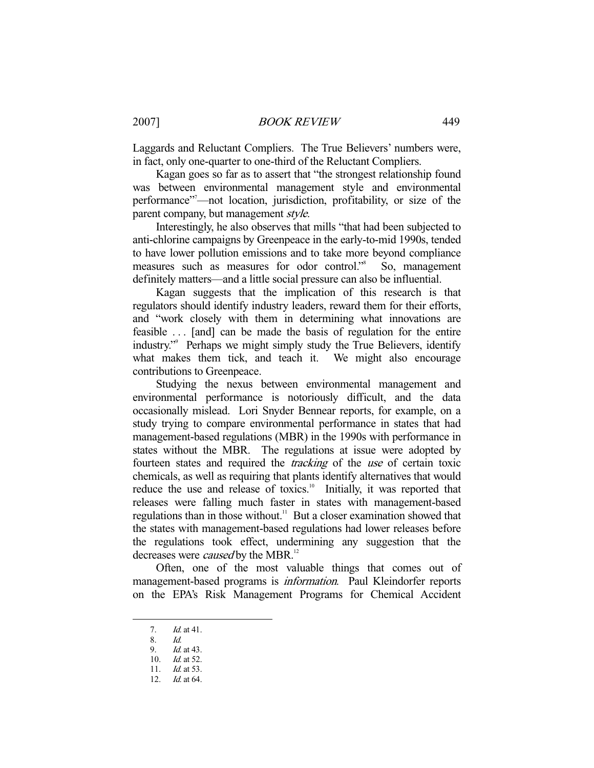Laggards and Reluctant Compliers. The True Believers' numbers were, in fact, only one-quarter to one-third of the Reluctant Compliers.

Kagan goes so far as to assert that "the strongest relationship found was between environmental management style and environmental performance"[7]—not location, jurisdiction, profitability, or size of the parent company, but management *style*.

Interestingly, he also observes that mills "that had been subjected to anti-chlorine campaigns by Greenpeace in the early-to-mid 1990s, tended to have lower pollution emissions and to take more beyond compliance measures such as measures for odor control."[8] So, management definitely matters—and a little social pressure can also be influential.

Kagan suggests that the implication of this research is that regulators should identify industry leaders, reward them for their efforts, and "work closely with them in determining what innovations are feasible . . . [and] can be made the basis of regulation for the entire industry."[9] Perhaps we might simply study the True Believers, identify what makes them tick, and teach it. We might also encourage contributions to Greenpeace.

Studying the nexus between environmental management and environmental performance is notoriously difficult, and the data occasionally mislead. Lori Snyder Bennear reports, for example, on a study trying to compare environmental performance in states that had management-based regulations (MBR) in the 1990s with performance in states without the MBR. The regulations at issue were adopted by fourteen states and required the *tracking* of the *use* of certain toxic chemicals, as well as requiring that plants identify alternatives that would reduce the use and release of toxics.[10] Initially, it was reported that releases were falling much faster in states with management-based regulations than in those without.[11] But a closer examination showed that the states with management-based regulations had lower releases before the regulations took effect, undermining any suggestion that the decreases were *caused* by the MBR.[12]

Often, one of the most valuable things that comes out of management-based programs is *information*. Paul Kleindorfer reports on the EPA's Risk Management Programs for Chemical Accident

---

7. *Id.* at 41.
8. *Id.*
9. *Id.* at 43.
10. *Id.* at 52.
11. *Id.* at 53.
12. *Id.* at 64.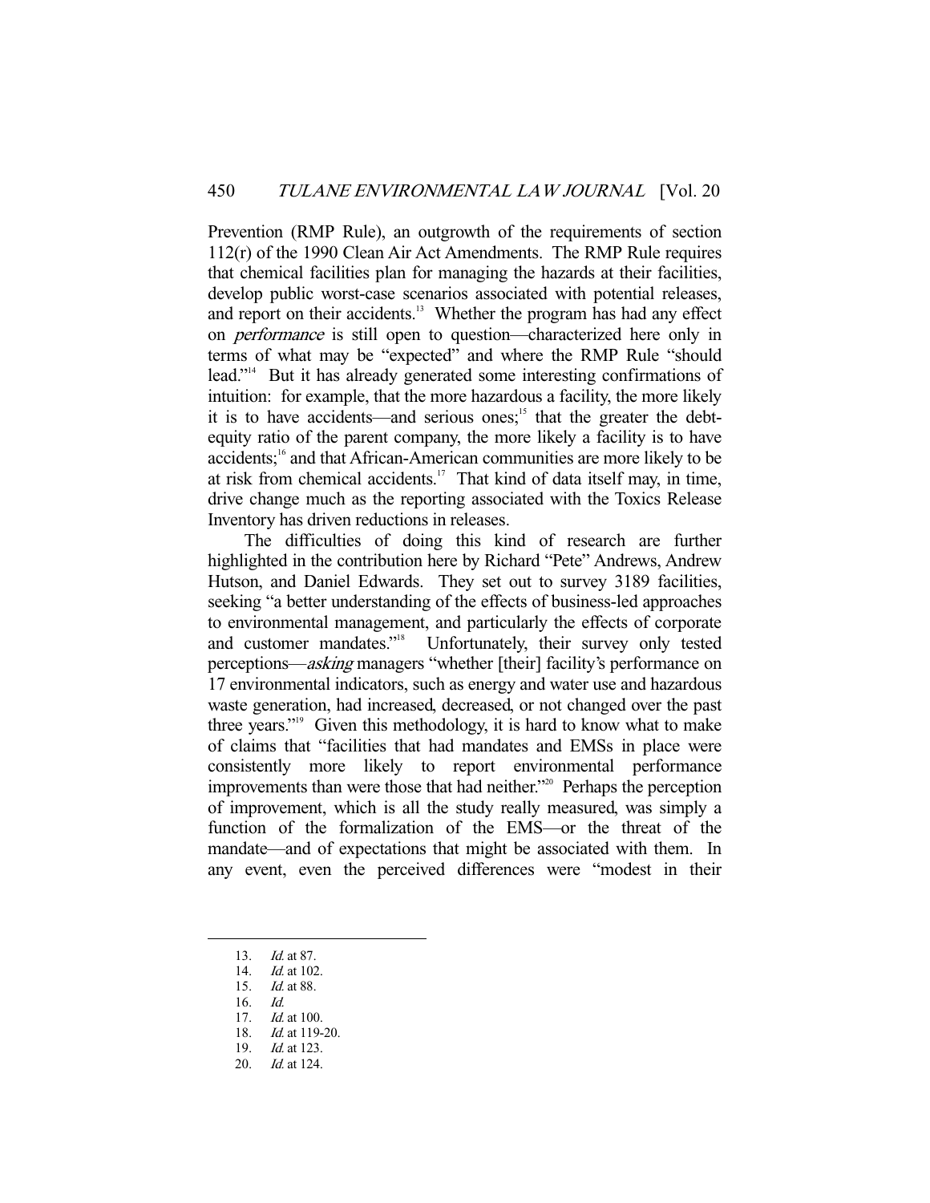Prevention (RMP Rule), an outgrowth of the requirements of section 112(r) of the 1990 Clean Air Act Amendments. The RMP Rule requires that chemical facilities plan for managing the hazards at their facilities, develop public worst-case scenarios associated with potential releases, and report on their accidents.[13] Whether the program has had any effect on *performance* is still open to question—characterized here only in terms of what may be "expected" and where the RMP Rule "should lead."[14] But it has already generated some interesting confirmations of intuition: for example, that the more hazardous a facility, the more likely it is to have accidents—and serious ones;[15] that the greater the debt-equity ratio of the parent company, the more likely a facility is to have accidents;[16] and that African-American communities are more likely to be at risk from chemical accidents.[17] That kind of data itself may, in time, drive change much as the reporting associated with the Toxics Release Inventory has driven reductions in releases.

The difficulties of doing this kind of research are further highlighted in the contribution here by Richard "Pete" Andrews, Andrew Hutson, and Daniel Edwards. They set out to survey 3189 facilities, seeking "a better understanding of the effects of business-led approaches to environmental management, and particularly the effects of corporate and customer mandates."[18] Unfortunately, their survey only tested perceptions—*asking* managers "whether [their] facility's performance on 17 environmental indicators, such as energy and water use and hazardous waste generation, had increased, decreased, or not changed over the past three years."[19] Given this methodology, it is hard to know what to make of claims that "facilities that had mandates and EMSs in place were consistently more likely to report environmental performance improvements than were those that had neither."[20] Perhaps the perception of improvement, which is all the study really measured, was simply a function of the formalization of the EMS—or the threat of the mandate—and of expectations that might be associated with them. In any event, even the perceived differences were "modest in their

---

13. *Id.* at 87.
14. *Id.* at 102.
15. *Id.* at 88.
16. *Id.*
17. *Id.* at 100.
18. *Id.* at 119-20.
19. *Id.* at 123.
20. *Id.* at 124.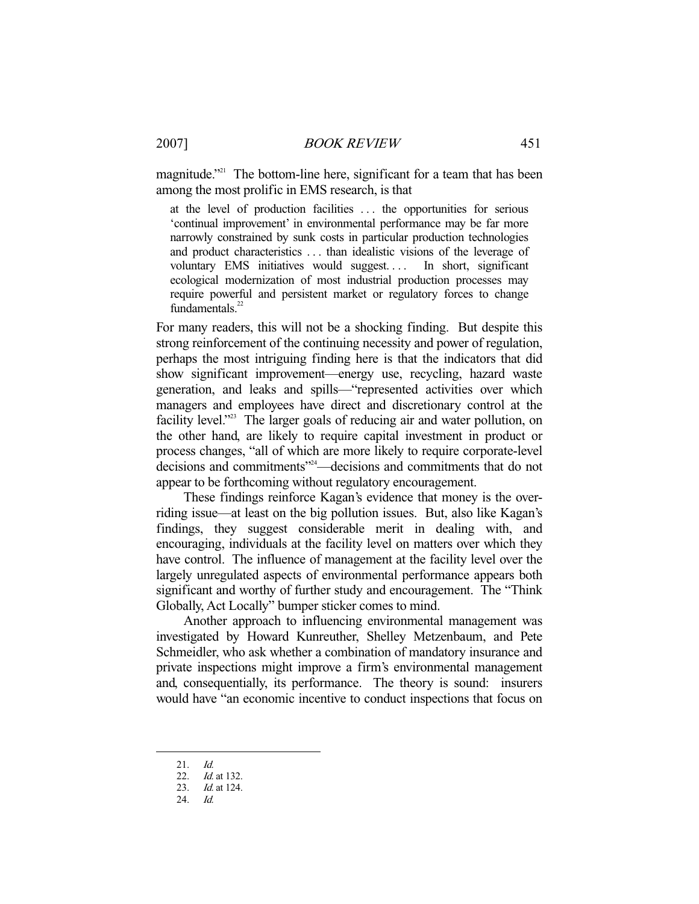magnitude."[21] The bottom-line here, significant for a team that has been among the most prolific in EMS research, is that

> at the level of production facilities . . . the opportunities for serious 'continual improvement' in environmental performance may be far more narrowly constrained by sunk costs in particular production technologies and product characteristics . . . than idealistic visions of the leverage of voluntary EMS initiatives would suggest. . . . In short, significant ecological modernization of most industrial production processes may require powerful and persistent market or regulatory forces to change fundamentals.[22]

For many readers, this will not be a shocking finding. But despite this strong reinforcement of the continuing necessity and power of regulation, perhaps the most intriguing finding here is that the indicators that did show significant improvement—energy use, recycling, hazard waste generation, and leaks and spills—"represented activities over which managers and employees have direct and discretionary control at the facility level."[23] The larger goals of reducing air and water pollution, on the other hand, are likely to require capital investment in product or process changes, "all of which are more likely to require corporate-level decisions and commitments"[24]—decisions and commitments that do not appear to be forthcoming without regulatory encouragement.

These findings reinforce Kagan's evidence that money is the overriding issue—at least on the big pollution issues. But, also like Kagan's findings, they suggest considerable merit in dealing with, and encouraging, individuals at the facility level on matters over which they have control. The influence of management at the facility level over the largely unregulated aspects of environmental performance appears both significant and worthy of further study and encouragement. The "Think Globally, Act Locally" bumper sticker comes to mind.

Another approach to influencing environmental management was investigated by Howard Kunreuther, Shelley Metzenbaum, and Pete Schmeidler, who ask whether a combination of mandatory insurance and private inspections might improve a firm's environmental management and, consequentially, its performance. The theory is sound: insurers would have "an economic incentive to conduct inspections that focus on

---

21. *Id.*
22. *Id.* at 132.
23. *Id.* at 124.
24. *Id.*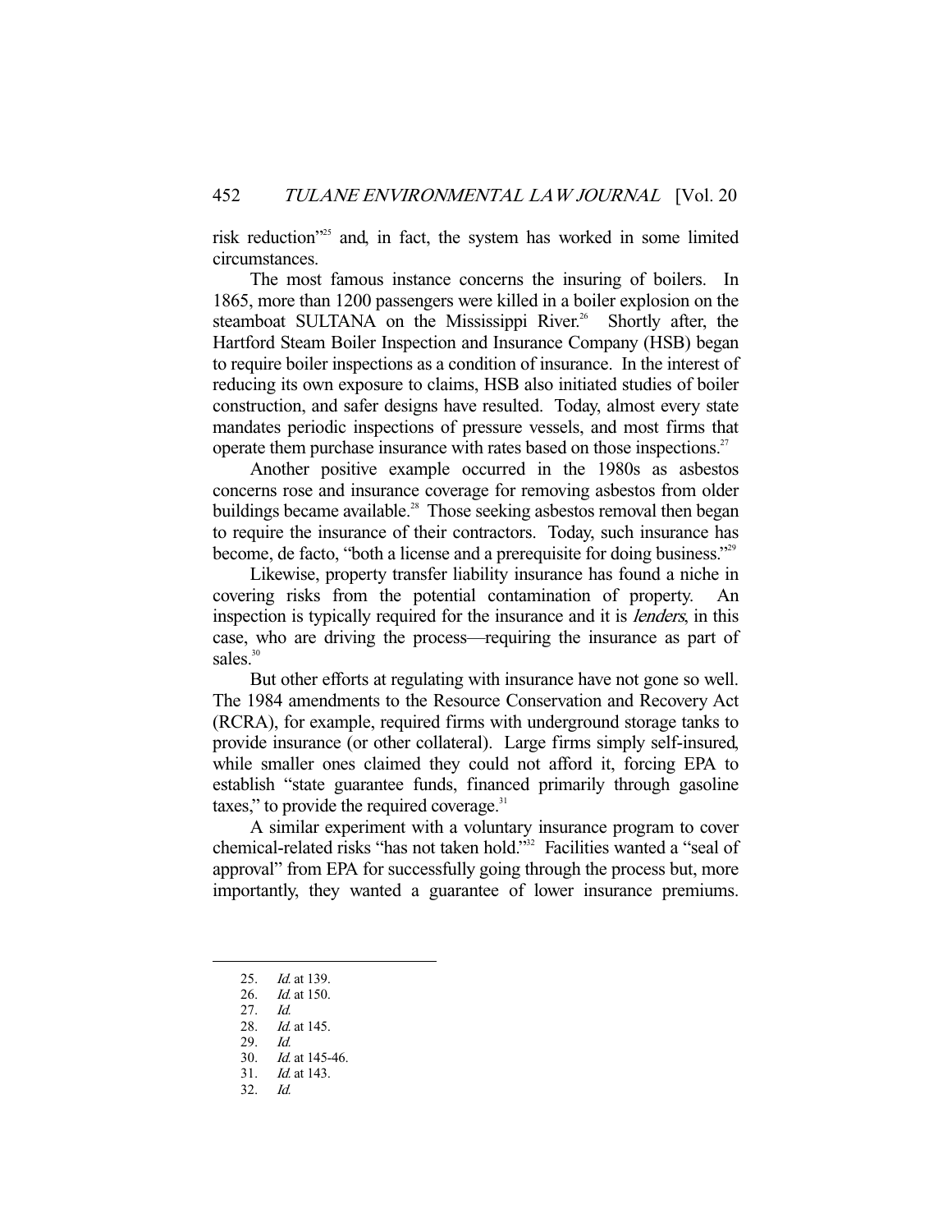risk reduction"[25] and, in fact, the system has worked in some limited circumstances.

The most famous instance concerns the insuring of boilers. In 1865, more than 1200 passengers were killed in a boiler explosion on the steamboat SULTANA on the Mississippi River.[26] Shortly after, the Hartford Steam Boiler Inspection and Insurance Company (HSB) began to require boiler inspections as a condition of insurance. In the interest of reducing its own exposure to claims, HSB also initiated studies of boiler construction, and safer designs have resulted. Today, almost every state mandates periodic inspections of pressure vessels, and most firms that operate them purchase insurance with rates based on those inspections.[27]

Another positive example occurred in the 1980s as asbestos concerns rose and insurance coverage for removing asbestos from older buildings became available.[28] Those seeking asbestos removal then began to require the insurance of their contractors. Today, such insurance has become, de facto, "both a license and a prerequisite for doing business."[29]

Likewise, property transfer liability insurance has found a niche in covering risks from the potential contamination of property. An inspection is typically required for the insurance and it is *lenders*, in this case, who are driving the process—requiring the insurance as part of sales.[30]

But other efforts at regulating with insurance have not gone so well. The 1984 amendments to the Resource Conservation and Recovery Act (RCRA), for example, required firms with underground storage tanks to provide insurance (or other collateral). Large firms simply self-insured, while smaller ones claimed they could not afford it, forcing EPA to establish "state guarantee funds, financed primarily through gasoline taxes," to provide the required coverage.[31]

A similar experiment with a voluntary insurance program to cover chemical-related risks "has not taken hold."[32] Facilities wanted a "seal of approval" from EPA for successfully going through the process but, more importantly, they wanted a guarantee of lower insurance premiums.

---

25. *Id.* at 139.
26. *Id.* at 150.
27. *Id.*
28. *Id.* at 145.
29. *Id.*
30. *Id.* at 145-46.
31. *Id.* at 143.
32. *Id.*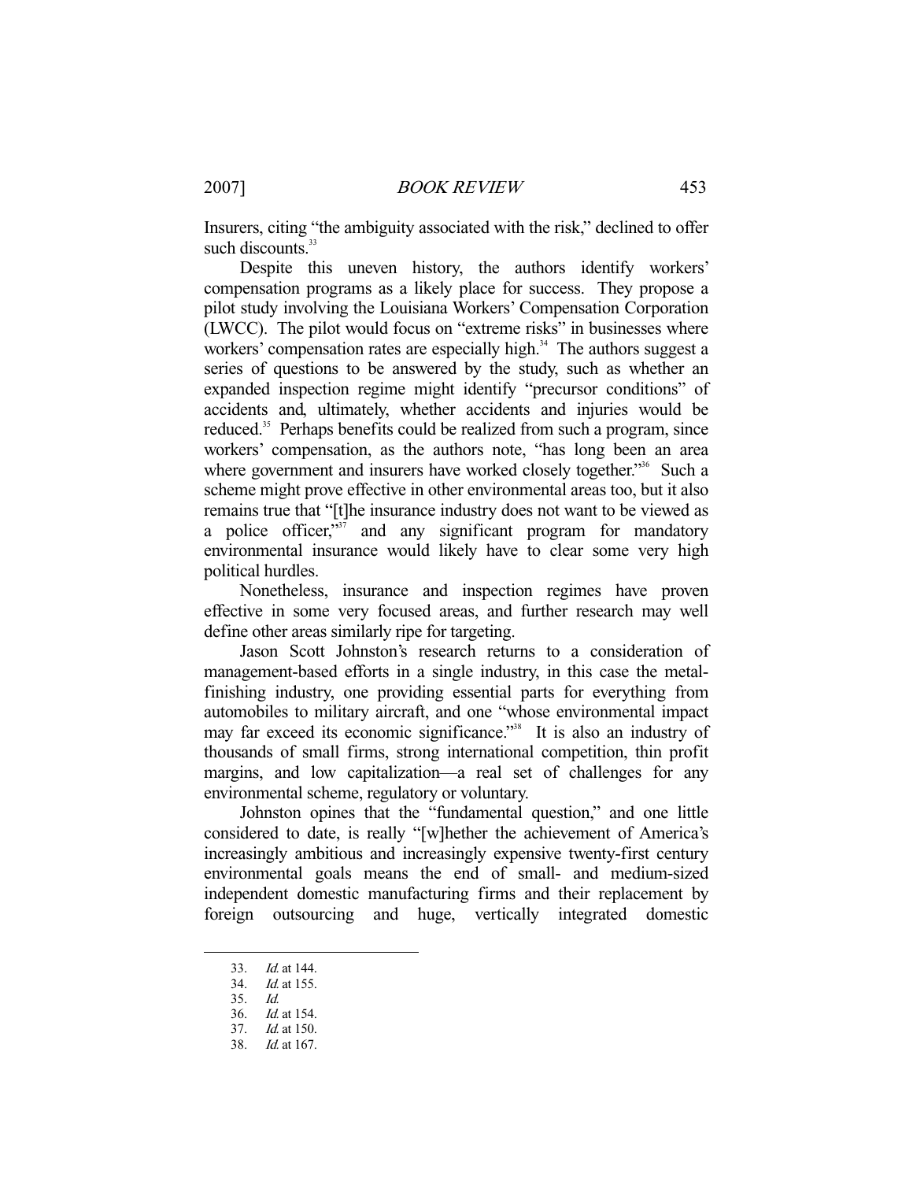Insurers, citing "the ambiguity associated with the risk," declined to offer such discounts.[33]

Despite this uneven history, the authors identify workers' compensation programs as a likely place for success. They propose a pilot study involving the Louisiana Workers' Compensation Corporation (LWCC). The pilot would focus on "extreme risks" in businesses where workers' compensation rates are especially high.[34] The authors suggest a series of questions to be answered by the study, such as whether an expanded inspection regime might identify "precursor conditions" of accidents and, ultimately, whether accidents and injuries would be reduced.[35] Perhaps benefits could be realized from such a program, since workers' compensation, as the authors note, "has long been an area where government and insurers have worked closely together."[36] Such a scheme might prove effective in other environmental areas too, but it also remains true that "[t]he insurance industry does not want to be viewed as a police officer,"[37] and any significant program for mandatory environmental insurance would likely have to clear some very high political hurdles.

Nonetheless, insurance and inspection regimes have proven effective in some very focused areas, and further research may well define other areas similarly ripe for targeting.

Jason Scott Johnston's research returns to a consideration of management-based efforts in a single industry, in this case the metal-finishing industry, one providing essential parts for everything from automobiles to military aircraft, and one "whose environmental impact may far exceed its economic significance."[38] It is also an industry of thousands of small firms, strong international competition, thin profit margins, and low capitalization—a real set of challenges for any environmental scheme, regulatory or voluntary.

Johnston opines that the "fundamental question," and one little considered to date, is really "[w]hether the achievement of America's increasingly ambitious and increasingly expensive twenty-first century environmental goals means the end of small- and medium-sized independent domestic manufacturing firms and their replacement by foreign outsourcing and huge, vertically integrated domestic

---

33. *Id.* at 144.
34. *Id.* at 155.
35. *Id.*
36. *Id.* at 154.
37. *Id.* at 150.
38. *Id.* at 167.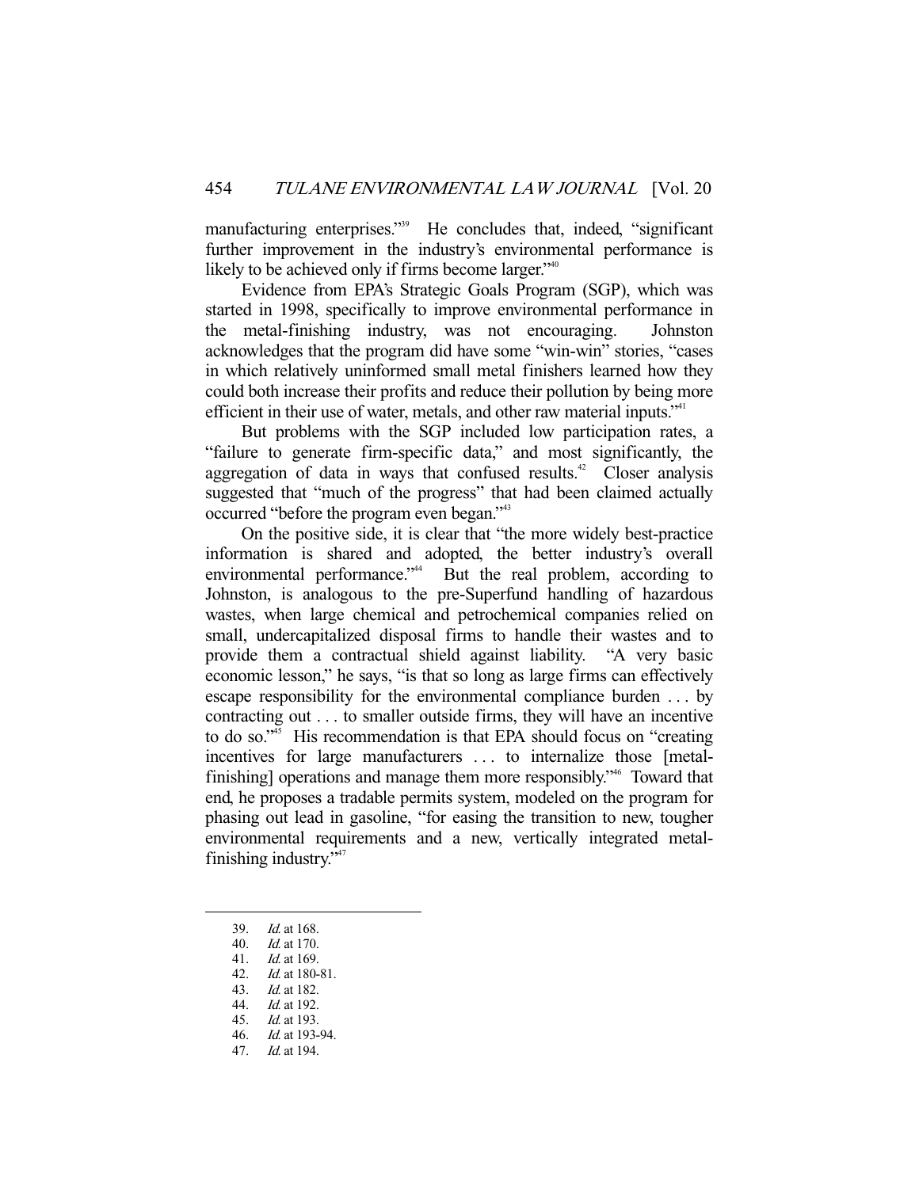manufacturing enterprises."[39] He concludes that, indeed, "significant further improvement in the industry's environmental performance is likely to be achieved only if firms become larger."[40]

Evidence from EPA's Strategic Goals Program (SGP), which was started in 1998, specifically to improve environmental performance in the metal-finishing industry, was not encouraging. Johnston acknowledges that the program did have some "win-win" stories, "cases in which relatively uninformed small metal finishers learned how they could both increase their profits and reduce their pollution by being more efficient in their use of water, metals, and other raw material inputs."[41]

But problems with the SGP included low participation rates, a "failure to generate firm-specific data," and most significantly, the aggregation of data in ways that confused results.[42] Closer analysis suggested that "much of the progress" that had been claimed actually occurred "before the program even began."[43]

On the positive side, it is clear that "the more widely best-practice information is shared and adopted, the better industry's overall environmental performance."[44] But the real problem, according to Johnston, is analogous to the pre-Superfund handling of hazardous wastes, when large chemical and petrochemical companies relied on small, undercapitalized disposal firms to handle their wastes and to provide them a contractual shield against liability. "A very basic economic lesson," he says, "is that so long as large firms can effectively escape responsibility for the environmental compliance burden . . . by contracting out . . . to smaller outside firms, they will have an incentive to do so."[45] His recommendation is that EPA should focus on "creating incentives for large manufacturers . . . to internalize those [metal-finishing] operations and manage them more responsibly."[46] Toward that end, he proposes a tradable permits system, modeled on the program for phasing out lead in gasoline, "for easing the transition to new, tougher environmental requirements and a new, vertically integrated metal-finishing industry."[47]

---

39. *Id.* at 168.
40. *Id.* at 170.
41. *Id.* at 169.
42. *Id.* at 180-81.
43. *Id.* at 182.
44. *Id.* at 192.
45. *Id.* at 193.
46. *Id.* at 193-94.
47. *Id.* at 194.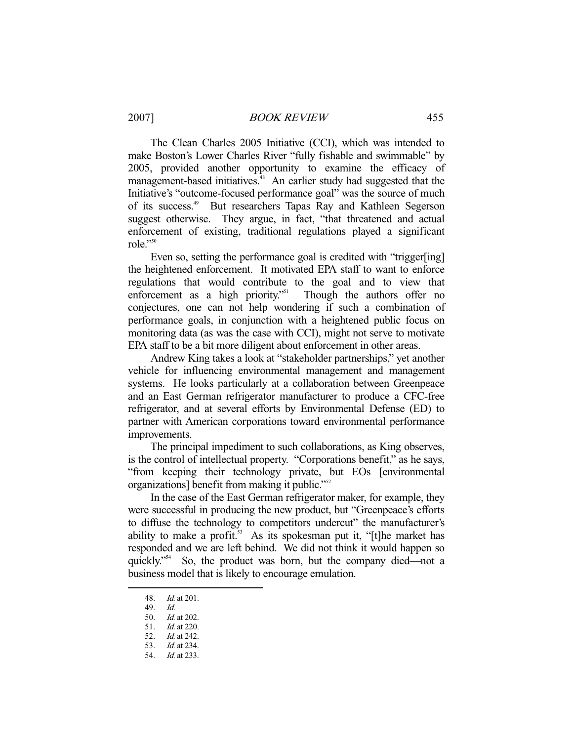The Clean Charles 2005 Initiative (CCI), which was intended to make Boston's Lower Charles River "fully fishable and swimmable" by 2005, provided another opportunity to examine the efficacy of management-based initiatives.[48] An earlier study had suggested that the Initiative's "outcome-focused performance goal" was the source of much of its success.[49] But researchers Tapas Ray and Kathleen Segerson suggest otherwise. They argue, in fact, "that threatened and actual enforcement of existing, traditional regulations played a significant role."[50]

Even so, setting the performance goal is credited with "trigger[ing] the heightened enforcement. It motivated EPA staff to want to enforce regulations that would contribute to the goal and to view that enforcement as a high priority."[51] Though the authors offer no conjectures, one can not help wondering if such a combination of performance goals, in conjunction with a heightened public focus on monitoring data (as was the case with CCI), might not serve to motivate EPA staff to be a bit more diligent about enforcement in other areas.

Andrew King takes a look at "stakeholder partnerships," yet another vehicle for influencing environmental management and management systems. He looks particularly at a collaboration between Greenpeace and an East German refrigerator manufacturer to produce a CFC-free refrigerator, and at several efforts by Environmental Defense (ED) to partner with American corporations toward environmental performance improvements.

The principal impediment to such collaborations, as King observes, is the control of intellectual property. "Corporations benefit," as he says, "from keeping their technology private, but EOs [environmental organizations] benefit from making it public."[52]

In the case of the East German refrigerator maker, for example, they were successful in producing the new product, but "Greenpeace's efforts to diffuse the technology to competitors undercut" the manufacturer's ability to make a profit.[53] As its spokesman put it, "[t]he market has responded and we are left behind. We did not think it would happen so quickly."[54] So, the product was born, but the company died—not a business model that is likely to encourage emulation.

---

48. *Id.* at 201.
49. *Id.*
50. *Id.* at 202.
51. *Id.* at 220.
52. *Id.* at 242.
53. *Id.* at 234.
54. *Id.* at 233.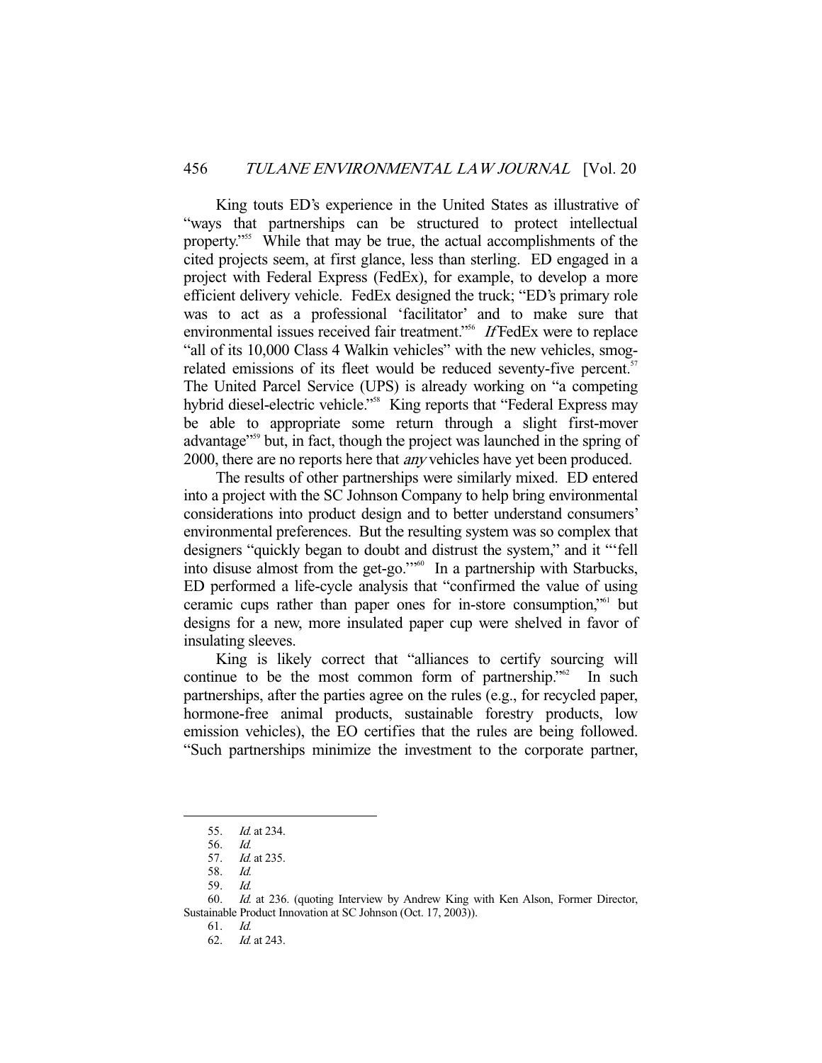King touts ED's experience in the United States as illustrative of "ways that partnerships can be structured to protect intellectual property."[55] While that may be true, the actual accomplishments of the cited projects seem, at first glance, less than sterling. ED engaged in a project with Federal Express (FedEx), for example, to develop a more efficient delivery vehicle. FedEx designed the truck; "ED's primary role was to act as a professional 'facilitator' and to make sure that environmental issues received fair treatment."[56] *If* FedEx were to replace "all of its 10,000 Class 4 Walkin vehicles" with the new vehicles, smog-related emissions of its fleet would be reduced seventy-five percent.[57] The United Parcel Service (UPS) is already working on "a competing hybrid diesel-electric vehicle."[58] King reports that "Federal Express may be able to appropriate some return through a slight first-mover advantage"[59] but, in fact, though the project was launched in the spring of 2000, there are no reports here that *any* vehicles have yet been produced.

The results of other partnerships were similarly mixed. ED entered into a project with the SC Johnson Company to help bring environmental considerations into product design and to better understand consumers' environmental preferences. But the resulting system was so complex that designers "quickly began to doubt and distrust the system," and it "'fell into disuse almost from the get-go.'"[60] In a partnership with Starbucks, ED performed a life-cycle analysis that "confirmed the value of using ceramic cups rather than paper ones for in-store consumption,"[61] but designs for a new, more insulated paper cup were shelved in favor of insulating sleeves.

King is likely correct that "alliances to certify sourcing will continue to be the most common form of partnership."[62] In such partnerships, after the parties agree on the rules (e.g., for recycled paper, hormone-free animal products, sustainable forestry products, low emission vehicles), the EO certifies that the rules are being followed. "Such partnerships minimize the investment to the corporate partner,

---

55. *Id.* at 234.

56. *Id.*

57. *Id.* at 235.

58. *Id.*

59. *Id.*

60. *Id.* at 236. (quoting Interview by Andrew King with Ken Alson, Former Director, Sustainable Product Innovation at SC Johnson (Oct. 17, 2003)).

61. *Id.*

62. *Id.* at 243.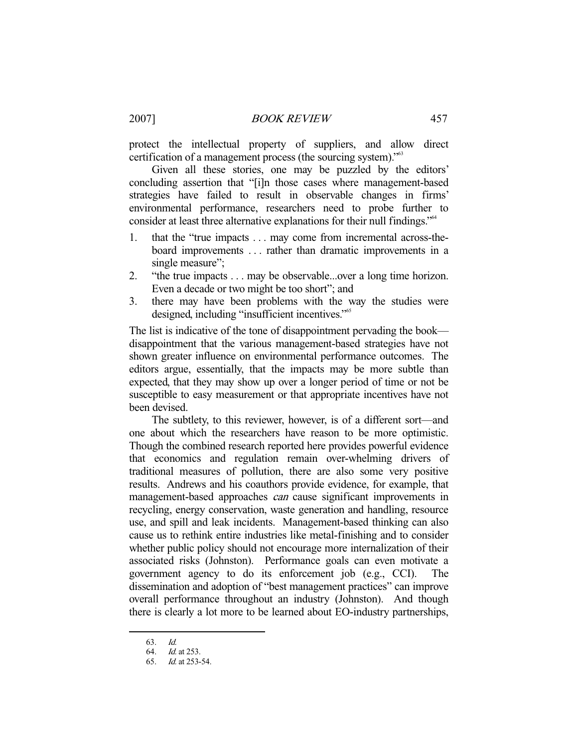protect the intellectual property of suppliers, and allow direct certification of a management process (the sourcing system)."[63]

Given all these stories, one may be puzzled by the editors' concluding assertion that "[i]n those cases where management-based strategies have failed to result in observable changes in firms' environmental performance, researchers need to probe further to consider at least three alternative explanations for their null findings."[64]

1. that the "true impacts . . . may come from incremental across-the-board improvements . . . rather than dramatic improvements in a single measure";
2. "the true impacts . . . may be observable...over a long time horizon. Even a decade or two might be too short"; and
3. there may have been problems with the way the studies were designed, including "insufficient incentives."[65]

The list is indicative of the tone of disappointment pervading the book—disappointment that the various management-based strategies have not shown greater influence on environmental performance outcomes. The editors argue, essentially, that the impacts may be more subtle than expected, that they may show up over a longer period of time or not be susceptible to easy measurement or that appropriate incentives have not been devised.

The subtlety, to this reviewer, however, is of a different sort—and one about which the researchers have reason to be more optimistic. Though the combined research reported here provides powerful evidence that economics and regulation remain over-whelming drivers of traditional measures of pollution, there are also some very positive results. Andrews and his coauthors provide evidence, for example, that management-based approaches *can* cause significant improvements in recycling, energy conservation, waste generation and handling, resource use, and spill and leak incidents. Management-based thinking can also cause us to rethink entire industries like metal-finishing and to consider whether public policy should not encourage more internalization of their associated risks (Johnston). Performance goals can even motivate a government agency to do its enforcement job (e.g., CCI). The dissemination and adoption of "best management practices" can improve overall performance throughout an industry (Johnston). And though there is clearly a lot more to be learned about EO-industry partnerships,

---

63. *Id.*
64. *Id.* at 253.
65. *Id.* at 253-54.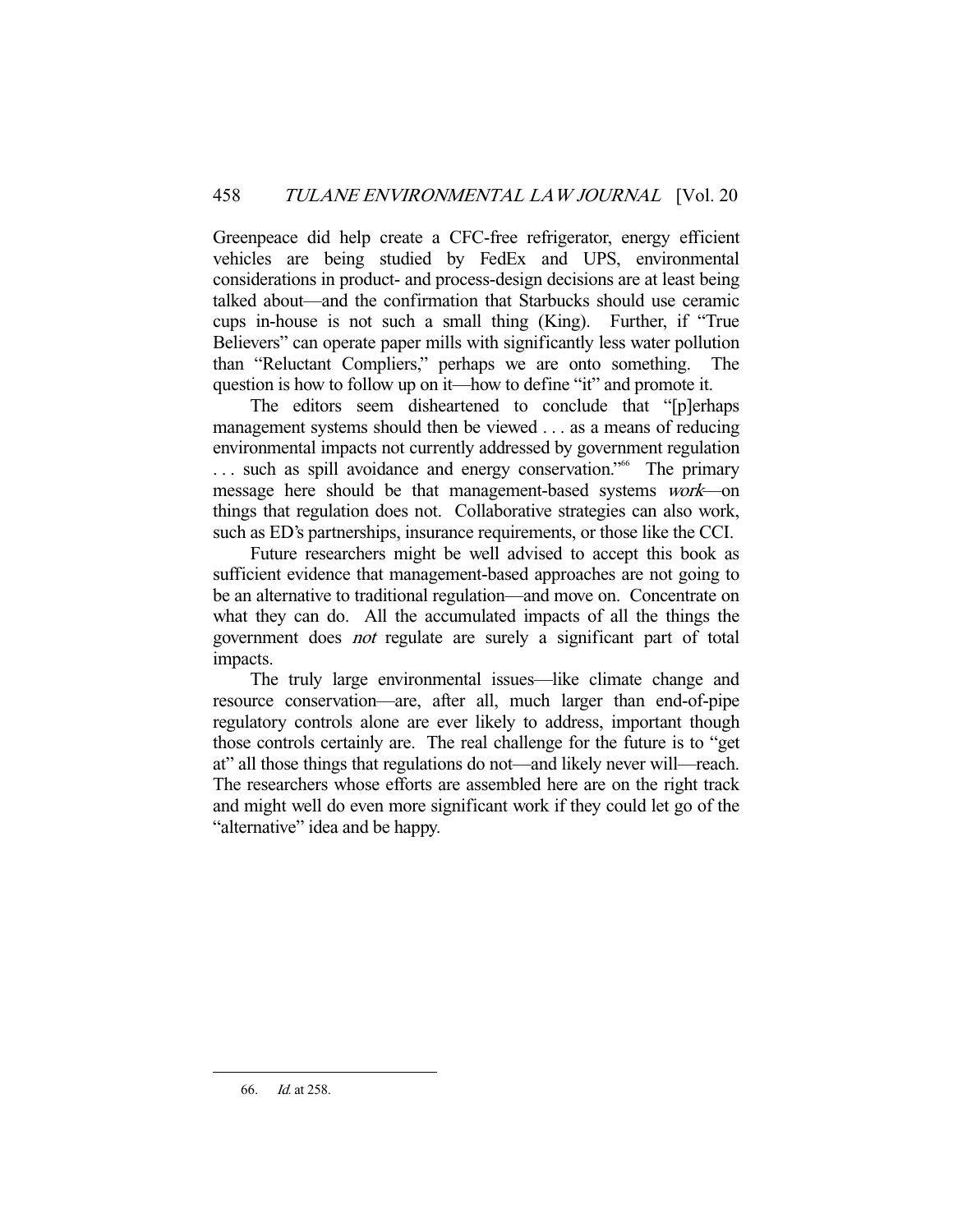Greenpeace did help create a CFC-free refrigerator, energy efficient vehicles are being studied by FedEx and UPS, environmental considerations in product- and process-design decisions are at least being talked about—and the confirmation that Starbucks should use ceramic cups in-house is not such a small thing (King). Further, if "True Believers" can operate paper mills with significantly less water pollution than "Reluctant Compliers," perhaps we are onto something. The question is how to follow up on it—how to define "it" and promote it.

The editors seem disheartened to conclude that "[p]erhaps management systems should then be viewed . . . as a means of reducing environmental impacts not currently addressed by government regulation . . . such as spill avoidance and energy conservation."[66] The primary message here should be that management-based systems *work*—on things that regulation does not. Collaborative strategies can also work, such as ED's partnerships, insurance requirements, or those like the CCI.

Future researchers might be well advised to accept this book as sufficient evidence that management-based approaches are not going to be an alternative to traditional regulation—and move on. Concentrate on what they can do. All the accumulated impacts of all the things the government does *not* regulate are surely a significant part of total impacts.

The truly large environmental issues—like climate change and resource conservation—are, after all, much larger than end-of-pipe regulatory controls alone are ever likely to address, important though those controls certainly are. The real challenge for the future is to "get at" all those things that regulations do not—and likely never will—reach. The researchers whose efforts are assembled here are on the right track and might well do even more significant work if they could let go of the "alternative" idea and be happy.

---

66. *Id.* at 258.